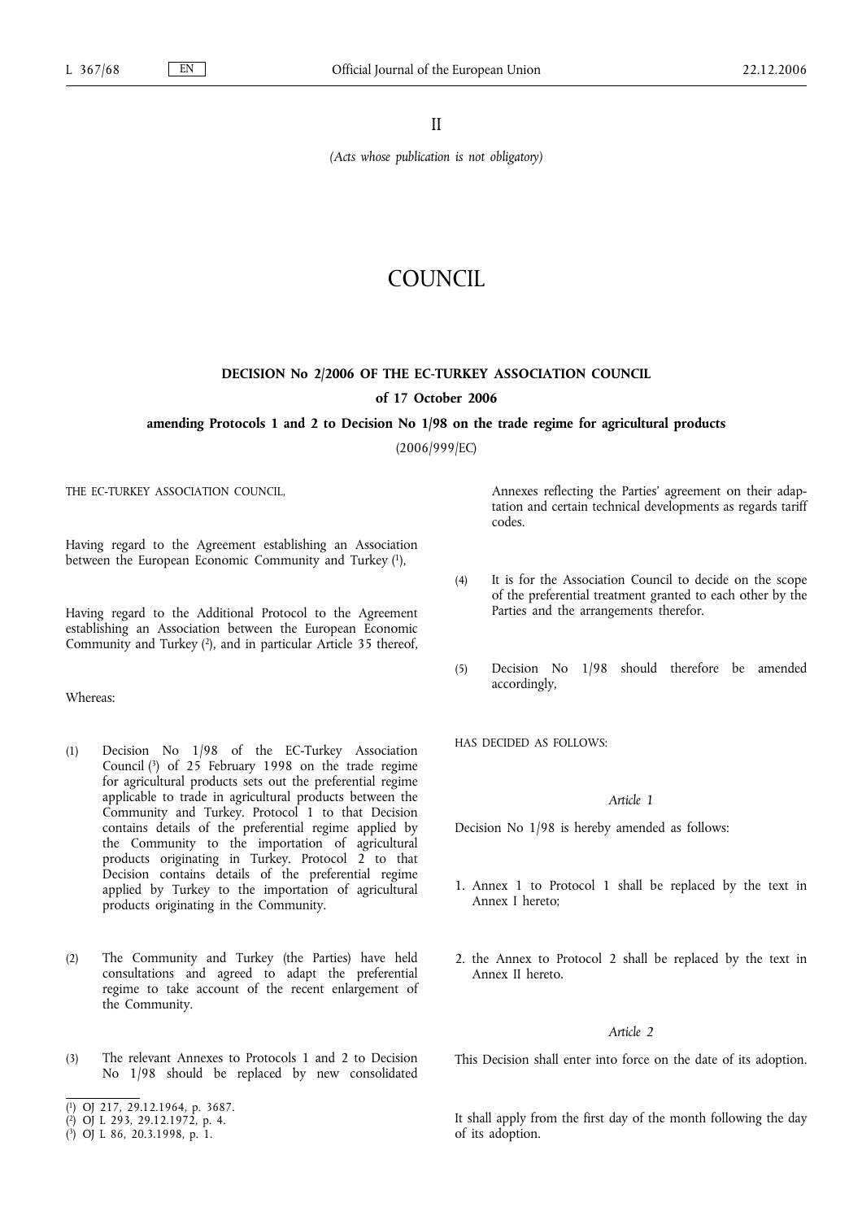II

*(Acts whose publication is not obligatory)*

# COUNCIL

## DECISION No 2/2006 OF THE EC-TURKEY ASSOCIATION COUNCIL

### of 17 October 2006

### amending Protocols 1 and 2 to Decision No 1/98 on the trade regime for agricultural products

(2006/999/EC)

THE EC-TURKEY ASSOCIATION COUNCIL,

Having regard to the Agreement establishing an Association between the European Economic Community and Turkey [1],

Having regard to the Additional Protocol to the Agreement establishing an Association between the European Economic Community and Turkey [2], and in particular Article 35 thereof,

Whereas:

(1) Decision No 1/98 of the EC-Turkey Association Council [3] of 25 February 1998 on the trade regime for agricultural products sets out the preferential regime applicable to trade in agricultural products between the Community and Turkey. Protocol 1 to that Decision contains details of the preferential regime applied by the Community to the importation of agricultural products originating in Turkey. Protocol 2 to that Decision contains details of the preferential regime applied by Turkey to the importation of agricultural products originating in the Community.

(2) The Community and Turkey (the Parties) have held consultations and agreed to adapt the preferential regime to take account of the recent enlargement of the Community.

(3) The relevant Annexes to Protocols 1 and 2 to Decision No 1/98 should be replaced by new consolidated Annexes reflecting the Parties' agreement on their adaptation and certain technical developments as regards tariff codes.

(4) It is for the Association Council to decide on the scope of the preferential treatment granted to each other by the Parties and the arrangements therefor.

(5) Decision No 1/98 should therefore be amended accordingly,

HAS DECIDED AS FOLLOWS:

*Article 1*

Decision No 1/98 is hereby amended as follows:

1. Annex 1 to Protocol 1 shall be replaced by the text in Annex I hereto;

2. the Annex to Protocol 2 shall be replaced by the text in Annex II hereto.

*Article 2*

This Decision shall enter into force on the date of its adoption.

It shall apply from the first day of the month following the day of its adoption.

---

[1] OJ 217, 29.12.1964, p. 3687.

[2] OJ L 293, 29.12.1972, p. 4.

[3] OJ L 86, 20.3.1998, p. 1.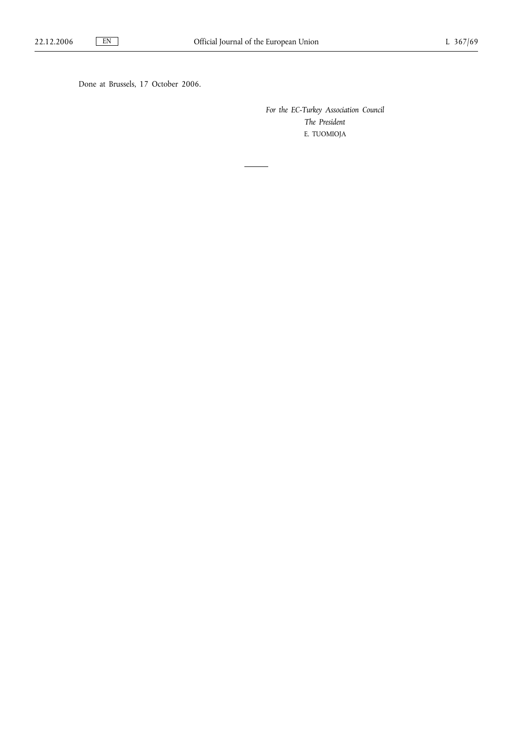Done at Brussels, 17 October 2006.

*For the EC-Turkey Association Council*

*The President*

E. TUOMIOJA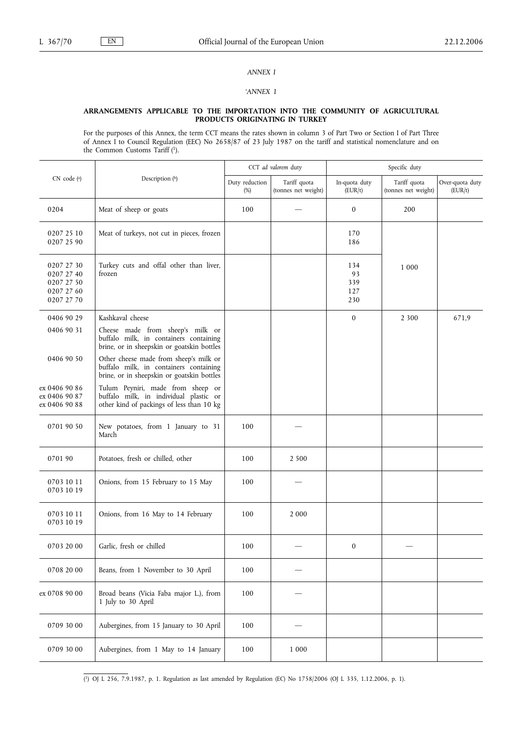*ANNEX I*

*'ANNEX I*

**ARRANGEMENTS APPLICABLE TO THE IMPORTATION INTO THE COMMUNITY OF AGRICULTURAL PRODUCTS ORIGINATING IN TURKEY**

For the purposes of this Annex, the term CCT means the rates shown in column 3 of Part Two or Section I of Part Three of Annex I to Council Regulation (EEC) No 2658/87 of 23 July 1987 on the tariff and statistical nomenclature and on the Common Customs Tariff ([1]).

| CN code ([a]) | Description ([b]) | CCT *ad valorem* duty | | Specific duty | | |
|---|---|---|---|---|---|---|
| | | Duty reduction (%) | Tariff quota (tonnes net weight) | In-quota duty (EUR/t) | Tariff quota (tonnes net weight) | Over-quota duty (EUR/t) |
| 0204 | Meat of sheep or goats | 100 | — | 0 | 200 | |
| 0207 25 10<br>0207 25 90 | Meat of turkeys, not cut in pieces, frozen | | | 170<br>186 | 1 000 | |
| 0207 27 30<br>0207 27 40<br>0207 27 50<br>0207 27 60<br>0207 27 70 | Turkey cuts and offal other than liver, frozen | | | 134<br>93<br>339<br>127<br>230 | | |
| 0406 90 29<br>0406 90 31<br><br>0406 90 50<br><br>ex 0406 90 86<br>ex 0406 90 87<br>ex 0406 90 88 | Kashkaval cheese<br>Cheese made from sheep's milk or buffalo milk, in containers containing brine, or in sheepskin or goatskin bottles<br>Other cheese made from sheep's milk or buffalo milk, in containers containing brine, or in sheepskin or goatskin bottles<br>Tulum Peyniri, made from sheep or buffalo milk, in individual plastic or other kind of packings of less than 10 kg | | | 0 | 2 300 | 671,9 |
| 0701 90 50 | New potatoes, from 1 January to 31 March | 100 | — | | | |
| 0701 90 | Potatoes, fresh or chilled, other | 100 | 2 500 | | | |
| 0703 10 11<br>0703 10 19 | Onions, from 15 February to 15 May | 100 | — | | | |
| 0703 10 11<br>0703 10 19 | Onions, from 16 May to 14 February | 100 | 2 000 | | | |
| 0703 20 00 | Garlic, fresh or chilled | 100 | — | 0 | — | |
| 0708 20 00 | Beans, from 1 November to 30 April | 100 | — | | | |
| ex 0708 90 00 | Broad beans (Vicia Faba major L.), from 1 July to 30 April | 100 | — | | | |
| 0709 30 00 | Aubergines, from 15 January to 30 April | 100 | — | | | |
| 0709 30 00 | Aubergines, from 1 May to 14 January | 100 | 1 000 | | | |

([1]) OJ L 256, 7.9.1987, p. 1. Regulation as last amended by Regulation (EC) No 1758/2006 (OJ L 335, 1.12.2006, p. 1).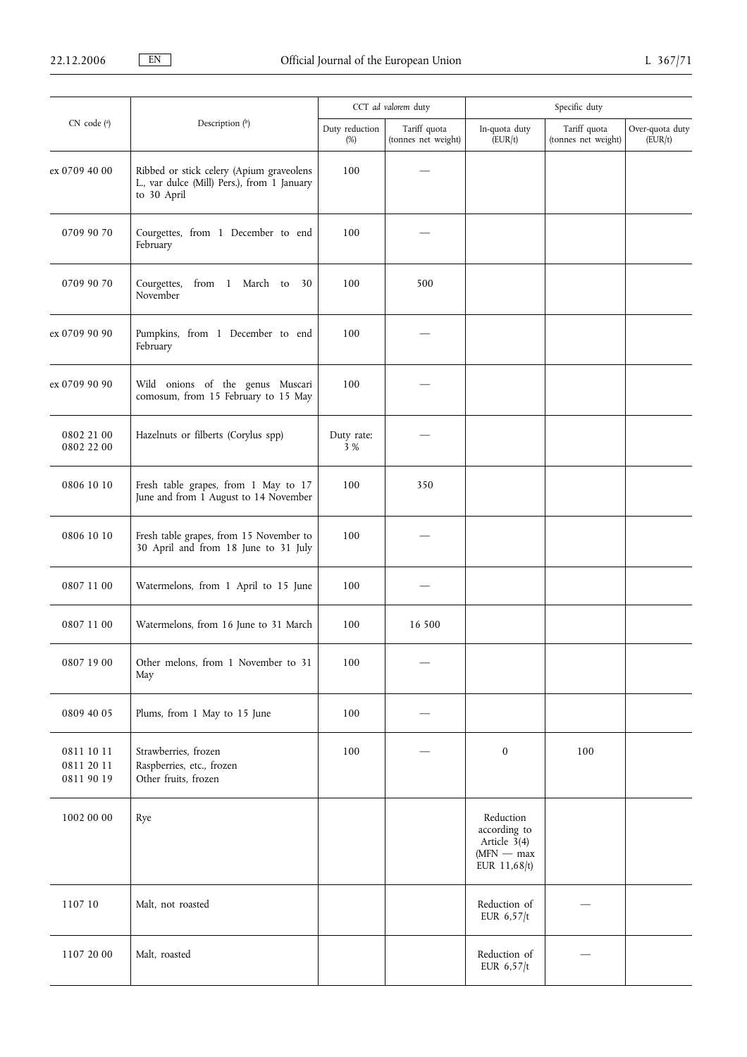| CN code (a) | Description (b) | CCT *ad valorem* duty | | Specific duty | | |
|---|---|---|---|---|---|---|
| | | Duty reduction (%) | Tariff quota (tonnes net weight) | In-quota duty (EUR/t) | Tariff quota (tonnes net weight) | Over-quota duty (EUR/t) |
| ex 0709 40 00 | Ribbed or stick celery (Apium graveolens L., var dulce (Mill) Pers.), from 1 January to 30 April | 100 | — | | | |
| 0709 90 70 | Courgettes, from 1 December to end February | 100 | — | | | |
| 0709 90 70 | Courgettes, from 1 March to 30 November | 100 | 500 | | | |
| ex 0709 90 90 | Pumpkins, from 1 December to end February | 100 | — | | | |
| ex 0709 90 90 | Wild onions of the genus Muscari comosum, from 15 February to 15 May | 100 | — | | | |
| 0802 21 00<br>0802 22 00 | Hazelnuts or filberts (Corylus spp) | Duty rate: 3 % | — | | | |
| 0806 10 10 | Fresh table grapes, from 1 May to 17 June and from 1 August to 14 November | 100 | 350 | | | |
| 0806 10 10 | Fresh table grapes, from 15 November to 30 April and from 18 June to 31 July | 100 | — | | | |
| 0807 11 00 | Watermelons, from 1 April to 15 June | 100 | — | | | |
| 0807 11 00 | Watermelons, from 16 June to 31 March | 100 | 16 500 | | | |
| 0807 19 00 | Other melons, from 1 November to 31 May | 100 | — | | | |
| 0809 40 05 | Plums, from 1 May to 15 June | 100 | — | | | |
| 0811 10 11<br>0811 20 11<br>0811 90 19 | Strawberries, frozen<br>Raspberries, etc., frozen<br>Other fruits, frozen | 100 | — | 0 | 100 | |
| 1002 00 00 | Rye | | | Reduction according to Article 3(4) (MFN — max EUR 11,68/t) | | |
| 1107 10 | Malt, not roasted | | | Reduction of EUR 6,57/t | — | |
| 1107 20 00 | Malt, roasted | | | Reduction of EUR 6,57/t | — | |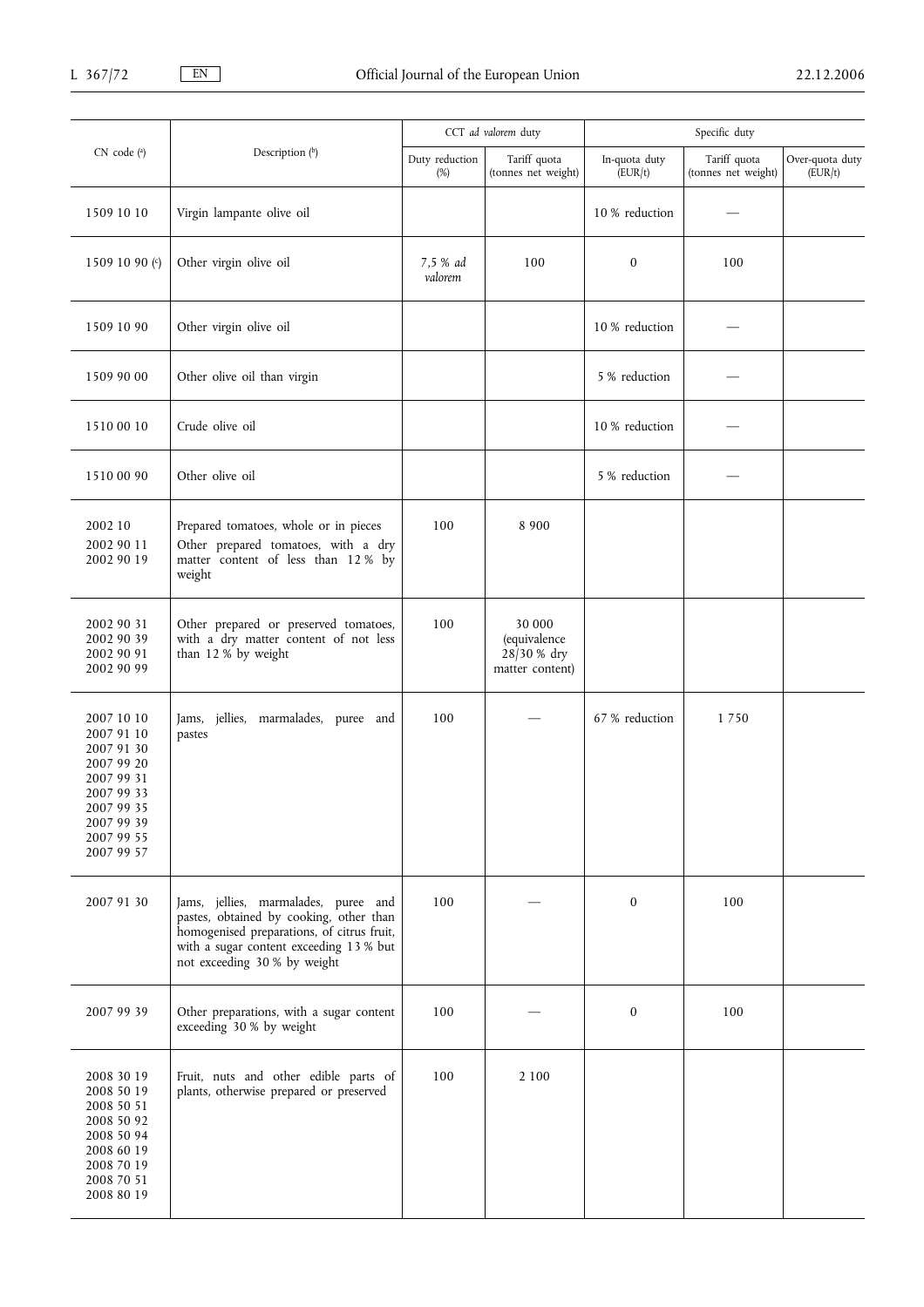| CN code ([a]) | Description ([b]) | CCT *ad valorem* duty | | Specific duty | | |
|---|---|---|---|---|---|---|
| | | Duty reduction (%) | Tariff quota (tonnes net weight) | In-quota duty (EUR/t) | Tariff quota (tonnes net weight) | Over-quota duty (EUR/t) |
| 1509 10 10 | Virgin lampante olive oil | | | 10 % reduction | — | |
| 1509 10 90 ([c]) | Other virgin olive oil | 7,5 % *ad valorem* | 100 | 0 | 100 | |
| 1509 10 90 | Other virgin olive oil | | | 10 % reduction | — | |
| 1509 90 00 | Other olive oil than virgin | | | 5 % reduction | — | |
| 1510 00 10 | Crude olive oil | | | 10 % reduction | — | |
| 1510 00 90 | Other olive oil | | | 5 % reduction | — | |
| 2002 10<br>2002 90 11<br>2002 90 19 | Prepared tomatoes, whole or in pieces<br>Other prepared tomatoes, with a dry matter content of less than 12 % by weight | 100 | 8 900 | | | |
| 2002 90 31<br>2002 90 39<br>2002 90 91<br>2002 90 99 | Other prepared or preserved tomatoes, with a dry matter content of not less than 12 % by weight | 100 | 30 000 (equivalence 28/30 % dry matter content) | | | |
| 2007 10 10<br>2007 91 10<br>2007 91 30<br>2007 99 20<br>2007 99 31<br>2007 99 33<br>2007 99 35<br>2007 99 39<br>2007 99 55<br>2007 99 57 | Jams, jellies, marmalades, puree and pastes | 100 | — | 67 % reduction | 1 750 | |
| 2007 91 30 | Jams, jellies, marmalades, puree and pastes, obtained by cooking, other than homogenised preparations, of citrus fruit, with a sugar content exceeding 13 % but not exceeding 30 % by weight | 100 | — | 0 | 100 | |
| 2007 99 39 | Other preparations, with a sugar content exceeding 30 % by weight | 100 | — | 0 | 100 | |
| 2008 30 19<br>2008 50 19<br>2008 50 51<br>2008 50 92<br>2008 50 94<br>2008 60 19<br>2008 70 19<br>2008 70 51<br>2008 80 19 | Fruit, nuts and other edible parts of plants, otherwise prepared or preserved | 100 | 2 100 | | | |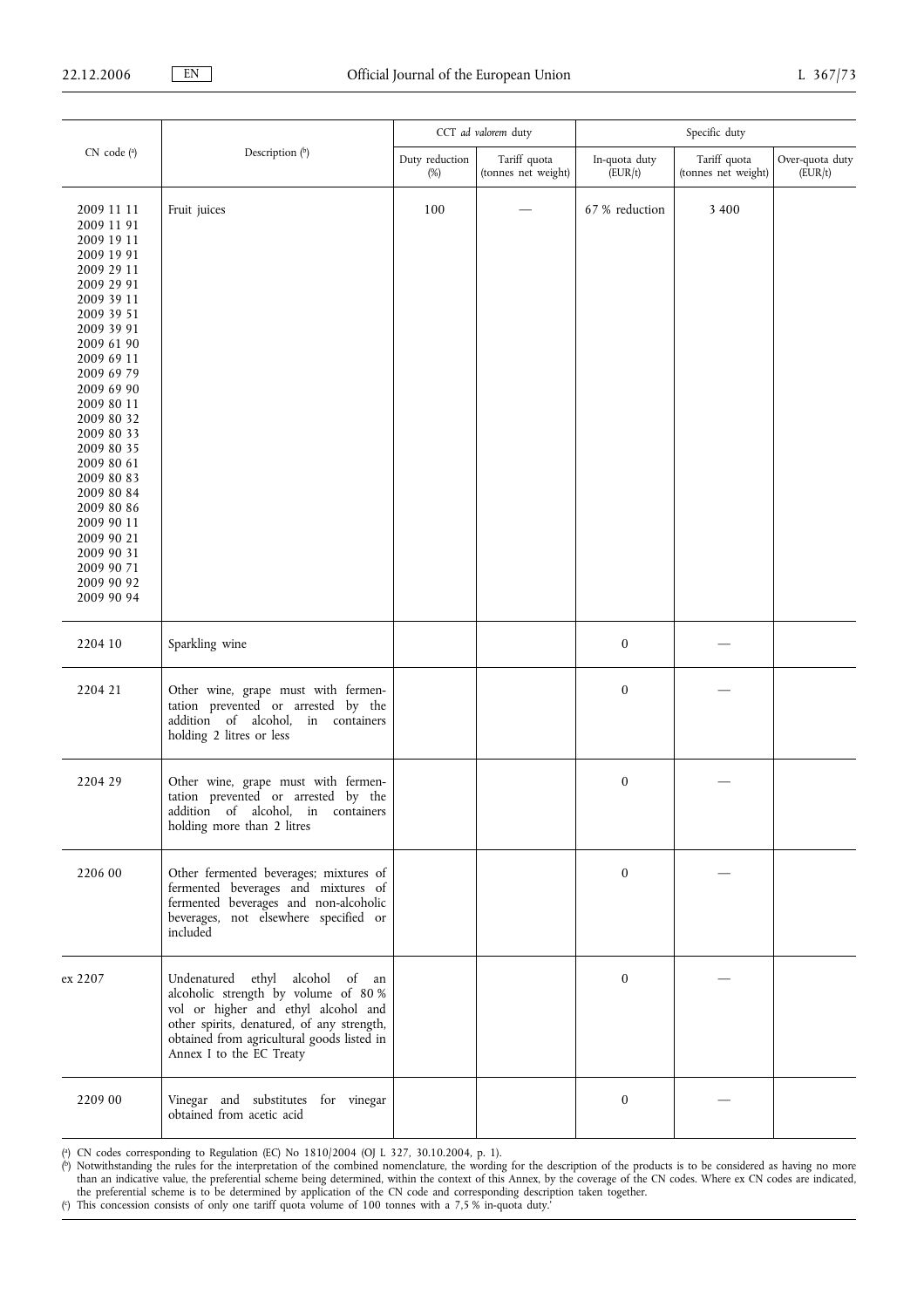| CN code [a] | Description [b] | CCT *ad valorem* duty | | Specific duty | | |
|---|---|---|---|---|---|---|
| | | Duty reduction (%) | Tariff quota (tonnes net weight) | In-quota duty (EUR/t) | Tariff quota (tonnes net weight) | Over-quota duty (EUR/t) |
| 2009 11 11<br>2009 11 91<br>2009 19 11<br>2009 19 91<br>2009 29 11<br>2009 29 91<br>2009 39 11<br>2009 39 51<br>2009 39 91<br>2009 61 90<br>2009 69 11<br>2009 69 79<br>2009 69 90<br>2009 80 11<br>2009 80 32<br>2009 80 33<br>2009 80 35<br>2009 80 61<br>2009 80 83<br>2009 80 84<br>2009 80 86<br>2009 90 11<br>2009 90 21<br>2009 90 31<br>2009 90 71<br>2009 90 92<br>2009 90 94 | Fruit juices | 100 | — | 67 % reduction | 3 400 | |
| 2204 10 | Sparkling wine | | | 0 | — | |
| 2204 21 | Other wine, grape must with fermentation prevented or arrested by the addition of alcohol, in containers holding 2 litres or less | | | 0 | — | |
| 2204 29 | Other wine, grape must with fermentation prevented or arrested by the addition of alcohol, in containers holding more than 2 litres | | | 0 | — | |
| 2206 00 | Other fermented beverages; mixtures of fermented beverages and mixtures of fermented beverages and non-alcoholic beverages, not elsewhere specified or included | | | 0 | — | |
| ex 2207 | Undenatured ethyl alcohol of an alcoholic strength by volume of 80 % vol or higher and ethyl alcohol and other spirits, denatured, of any strength, obtained from agricultural goods listed in Annex I to the EC Treaty | | | 0 | — | |
| 2209 00 | Vinegar and substitutes for vinegar obtained from acetic acid | | | 0 | — | |

[a] CN codes corresponding to Regulation (EC) No 1810/2004 (OJ L 327, 30.10.2004, p. 1).

[b] Notwithstanding the rules for the interpretation of the combined nomenclature, the wording for the description of the products is to be considered as having no more than an indicative value, the preferential scheme being determined, within the context of this Annex, by the coverage of the CN codes. Where ex CN codes are indicated, the preferential scheme is to be determined by application of the CN code and corresponding description taken together.

[c] This concession consists of only one tariff quota volume of 100 tonnes with a 7,5 % in-quota duty.'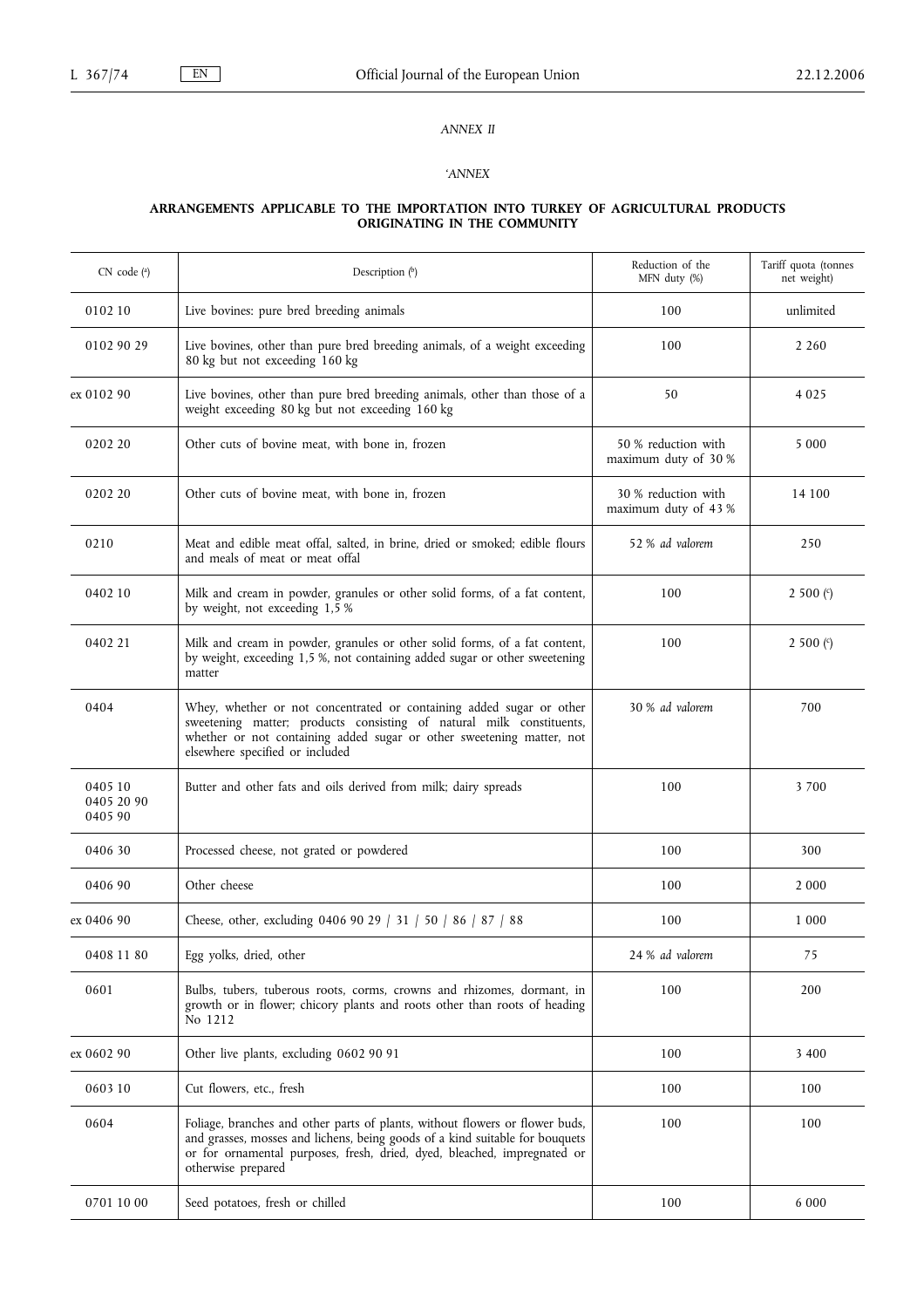*ANNEX II*

*'ANNEX*

**ARRANGEMENTS APPLICABLE TO THE IMPORTATION INTO TURKEY OF AGRICULTURAL PRODUCTS ORIGINATING IN THE COMMUNITY**

| CN code [a] | Description [b] | Reduction of the MFN duty (%) | Tariff quota (tonnes net weight) |
|---|---|---|---|
| 0102 10 | Live bovines: pure bred breeding animals | 100 | unlimited |
| 0102 90 29 | Live bovines, other than pure bred breeding animals, of a weight exceeding 80 kg but not exceeding 160 kg | 100 | 2 260 |
| ex 0102 90 | Live bovines, other than pure bred breeding animals, other than those of a weight exceeding 80 kg but not exceeding 160 kg | 50 | 4 025 |
| 0202 20 | Other cuts of bovine meat, with bone in, frozen | 50 % reduction with maximum duty of 30 % | 5 000 |
| 0202 20 | Other cuts of bovine meat, with bone in, frozen | 30 % reduction with maximum duty of 43 % | 14 100 |
| 0210 | Meat and edible meat offal, salted, in brine, dried or smoked; edible flours and meals of meat or meat offal | 52 % *ad valorem* | 250 |
| 0402 10 | Milk and cream in powder, granules or other solid forms, of a fat content, by weight, not exceeding 1,5 % | 100 | 2 500 [c] |
| 0402 21 | Milk and cream in powder, granules or other solid forms, of a fat content, by weight, exceeding 1,5 %, not containing added sugar or other sweetening matter | 100 | 2 500 [c] |
| 0404 | Whey, whether or not concentrated or containing added sugar or other sweetening matter; products consisting of natural milk constituents, whether or not containing added sugar or other sweetening matter, not elsewhere specified or included | 30 % *ad valorem* | 700 |
| 0405 10<br>0405 20 90<br>0405 90 | Butter and other fats and oils derived from milk; dairy spreads | 100 | 3 700 |
| 0406 30 | Processed cheese, not grated or powdered | 100 | 300 |
| 0406 90 | Other cheese | 100 | 2 000 |
| ex 0406 90 | Cheese, other, excluding 0406 90 29 / 31 / 50 / 86 / 87 / 88 | 100 | 1 000 |
| 0408 11 80 | Egg yolks, dried, other | 24 % *ad valorem* | 75 |
| 0601 | Bulbs, tubers, tuberous roots, corms, crowns and rhizomes, dormant, in growth or in flower; chicory plants and roots other than roots of heading No 1212 | 100 | 200 |
| ex 0602 90 | Other live plants, excluding 0602 90 91 | 100 | 3 400 |
| 0603 10 | Cut flowers, etc., fresh | 100 | 100 |
| 0604 | Foliage, branches and other parts of plants, without flowers or flower buds, and grasses, mosses and lichens, being goods of a kind suitable for bouquets or for ornamental purposes, fresh, dried, dyed, bleached, impregnated or otherwise prepared | 100 | 100 |
| 0701 10 00 | Seed potatoes, fresh or chilled | 100 | 6 000 |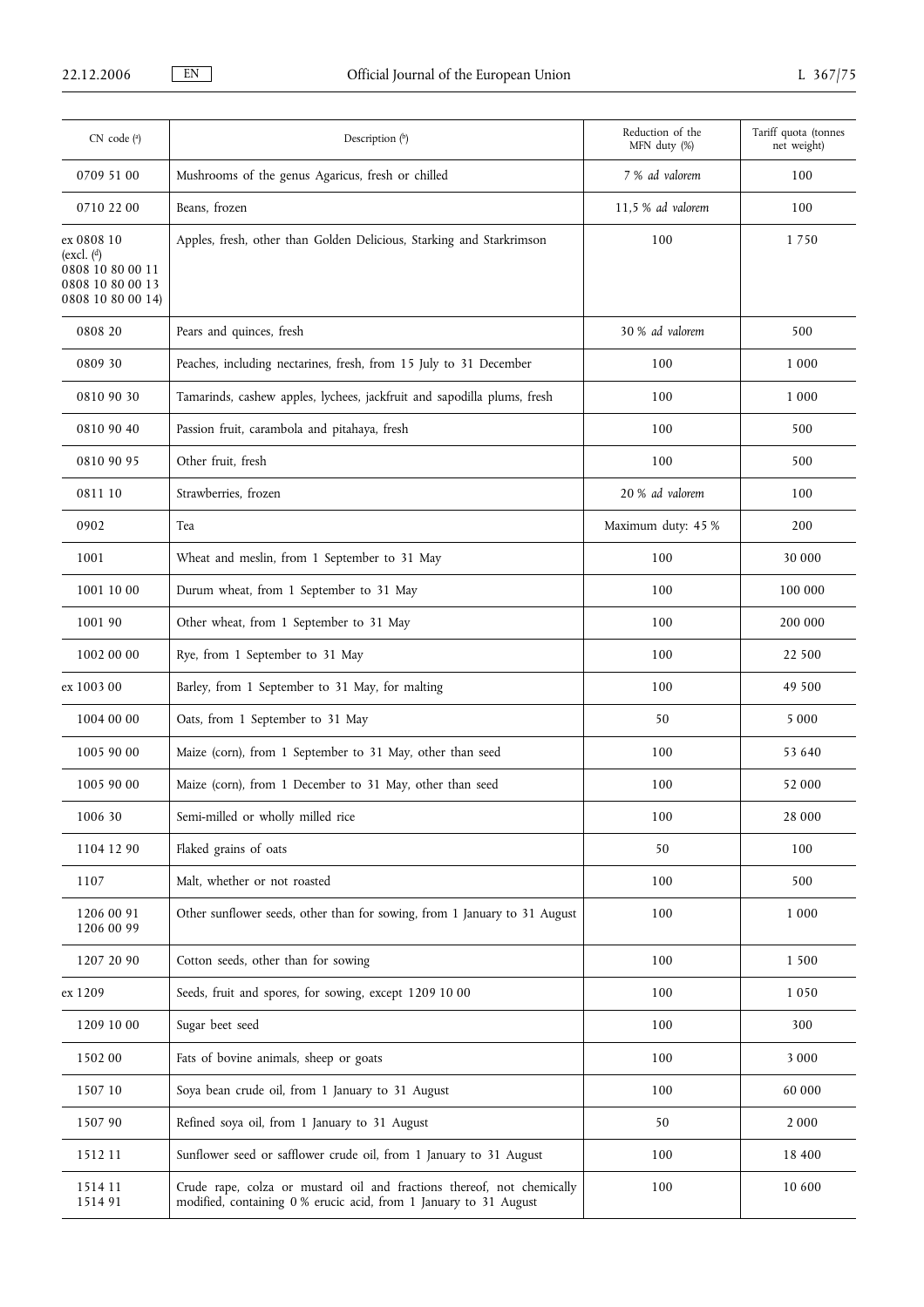| CN code ([a]) | Description ([b]) | Reduction of the MFN duty (%) | Tariff quota (tonnes net weight) |
|---|---|---|---|
| 0709 51 00 | Mushrooms of the genus Agaricus, fresh or chilled | 7 % *ad valorem* | 100 |
| 0710 22 00 | Beans, frozen | 11,5 % *ad valorem* | 100 |
| ex 0808 10 (excl. ([d]) 0808 10 80 00 11 0808 10 80 00 13 0808 10 80 00 14) | Apples, fresh, other than Golden Delicious, Starking and Starkrimson | 100 | 1 750 |
| 0808 20 | Pears and quinces, fresh | 30 % *ad valorem* | 500 |
| 0809 30 | Peaches, including nectarines, fresh, from 15 July to 31 December | 100 | 1 000 |
| 0810 90 30 | Tamarinds, cashew apples, lychees, jackfruit and sapodilla plums, fresh | 100 | 1 000 |
| 0810 90 40 | Passion fruit, carambola and pitahaya, fresh | 100 | 500 |
| 0810 90 95 | Other fruit, fresh | 100 | 500 |
| 0811 10 | Strawberries, frozen | 20 % *ad valorem* | 100 |
| 0902 | Tea | Maximum duty: 45 % | 200 |
| 1001 | Wheat and meslin, from 1 September to 31 May | 100 | 30 000 |
| 1001 10 00 | Durum wheat, from 1 September to 31 May | 100 | 100 000 |
| 1001 90 | Other wheat, from 1 September to 31 May | 100 | 200 000 |
| 1002 00 00 | Rye, from 1 September to 31 May | 100 | 22 500 |
| ex 1003 00 | Barley, from 1 September to 31 May, for malting | 100 | 49 500 |
| 1004 00 00 | Oats, from 1 September to 31 May | 50 | 5 000 |
| 1005 90 00 | Maize (corn), from 1 September to 31 May, other than seed | 100 | 53 640 |
| 1005 90 00 | Maize (corn), from 1 December to 31 May, other than seed | 100 | 52 000 |
| 1006 30 | Semi-milled or wholly milled rice | 100 | 28 000 |
| 1104 12 90 | Flaked grains of oats | 50 | 100 |
| 1107 | Malt, whether or not roasted | 100 | 500 |
| 1206 00 91 1206 00 99 | Other sunflower seeds, other than for sowing, from 1 January to 31 August | 100 | 1 000 |
| 1207 20 90 | Cotton seeds, other than for sowing | 100 | 1 500 |
| ex 1209 | Seeds, fruit and spores, for sowing, except 1209 10 00 | 100 | 1 050 |
| 1209 10 00 | Sugar beet seed | 100 | 300 |
| 1502 00 | Fats of bovine animals, sheep or goats | 100 | 3 000 |
| 1507 10 | Soya bean crude oil, from 1 January to 31 August | 100 | 60 000 |
| 1507 90 | Refined soya oil, from 1 January to 31 August | 50 | 2 000 |
| 1512 11 | Sunflower seed or safflower crude oil, from 1 January to 31 August | 100 | 18 400 |
| 1514 11 1514 91 | Crude rape, colza or mustard oil and fractions thereof, not chemically modified, containing 0 % erucic acid, from 1 January to 31 August | 100 | 10 600 |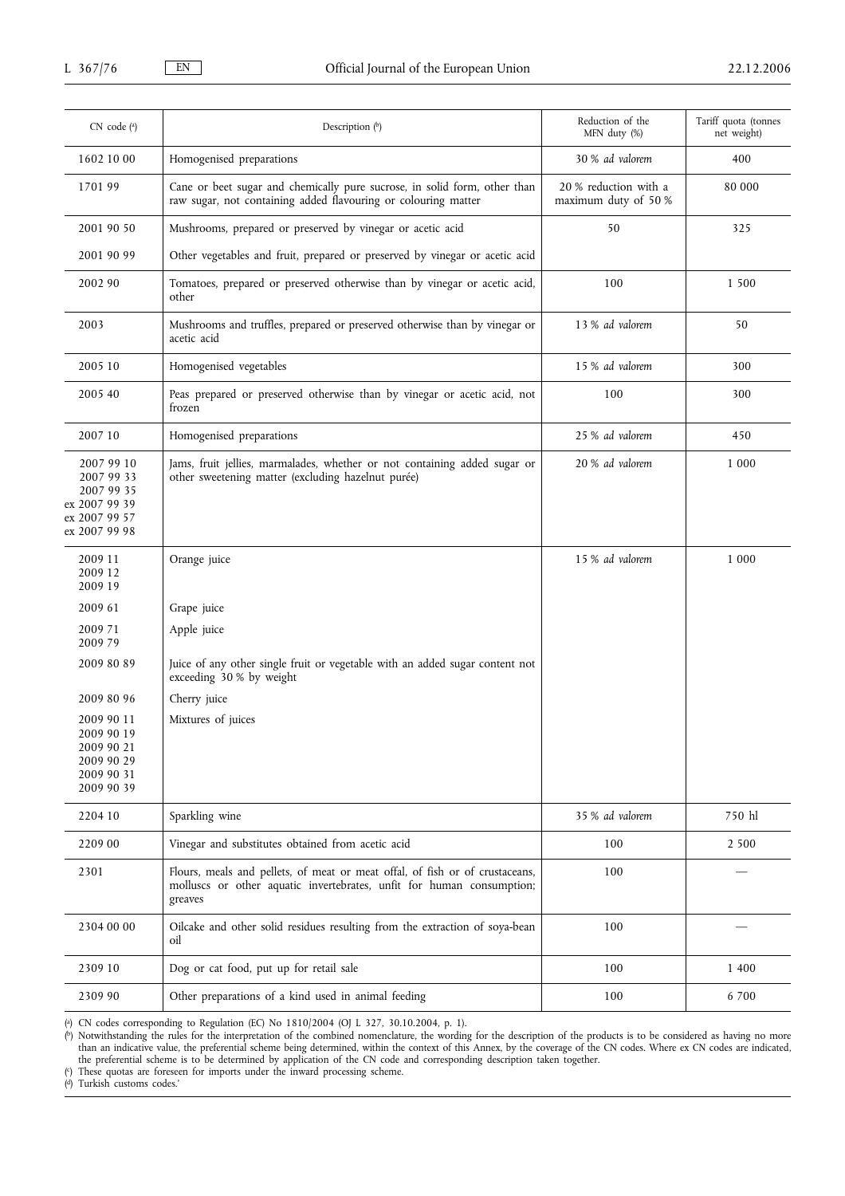| CN code (a) | Description (b) | Reduction of the MFN duty (%) | Tariff quota (tonnes net weight) |
|---|---|---|---|
| 1602 10 00 | Homogenised preparations | 30 % *ad valorem* | 400 |
| 1701 99 | Cane or beet sugar and chemically pure sucrose, in solid form, other than raw sugar, not containing added flavouring or colouring matter | 20 % reduction with a maximum duty of 50 % | 80 000 |
| 2001 90 50 | Mushrooms, prepared or preserved by vinegar or acetic acid | 50 | 325 |
| 2001 90 99 | Other vegetables and fruit, prepared or preserved by vinegar or acetic acid | | |
| 2002 90 | Tomatoes, prepared or preserved otherwise than by vinegar or acetic acid, other | 100 | 1 500 |
| 2003 | Mushrooms and truffles, prepared or preserved otherwise than by vinegar or acetic acid | 13 % *ad valorem* | 50 |
| 2005 10 | Homogenised vegetables | 15 % *ad valorem* | 300 |
| 2005 40 | Peas prepared or preserved otherwise than by vinegar or acetic acid, not frozen | 100 | 300 |
| 2007 10 | Homogenised preparations | 25 % *ad valorem* | 450 |
| 2007 99 10<br>2007 99 33<br>2007 99 35<br>ex 2007 99 39<br>ex 2007 99 57<br>ex 2007 99 98 | Jams, fruit jellies, marmalades, whether or not containing added sugar or other sweetening matter (excluding hazelnut purée) | 20 % *ad valorem* | 1 000 |
| 2009 11<br>2009 12<br>2009 19 | Orange juice | 15 % *ad valorem* | 1 000 |
| 2009 61 | Grape juice | | |
| 2009 71<br>2009 79 | Apple juice | | |
| 2009 80 89 | Juice of any other single fruit or vegetable with an added sugar content not exceeding 30 % by weight | | |
| 2009 80 96 | Cherry juice | | |
| 2009 90 11<br>2009 90 19<br>2009 90 21<br>2009 90 29<br>2009 90 31<br>2009 90 39 | Mixtures of juices | | |
| 2204 10 | Sparkling wine | 35 % *ad valorem* | 750 hl |
| 2209 00 | Vinegar and substitutes obtained from acetic acid | 100 | 2 500 |
| 2301 | Flours, meals and pellets, of meat or meat offal, of fish or of crustaceans, molluscs or other aquatic invertebrates, unfit for human consumption; greaves | 100 | — |
| 2304 00 00 | Oilcake and other solid residues resulting from the extraction of soya-bean oil | 100 | — |
| 2309 10 | Dog or cat food, put up for retail sale | 100 | 1 400 |
| 2309 90 | Other preparations of a kind used in animal feeding | 100 | 6 700 |

(a) CN codes corresponding to Regulation (EC) No 1810/2004 (OJ L 327, 30.10.2004, p. 1).
(b) Notwithstanding the rules for the interpretation of the combined nomenclature, the wording for the description of the products is to be considered as having no more than an indicative value, the preferential scheme being determined, within the context of this Annex, by the coverage of the CN codes. Where ex CN codes are indicated, the preferential scheme is to be determined by application of the CN code and corresponding description taken together.
(c) These quotas are foreseen for imports under the inward processing scheme.
(d) Turkish customs codes.'